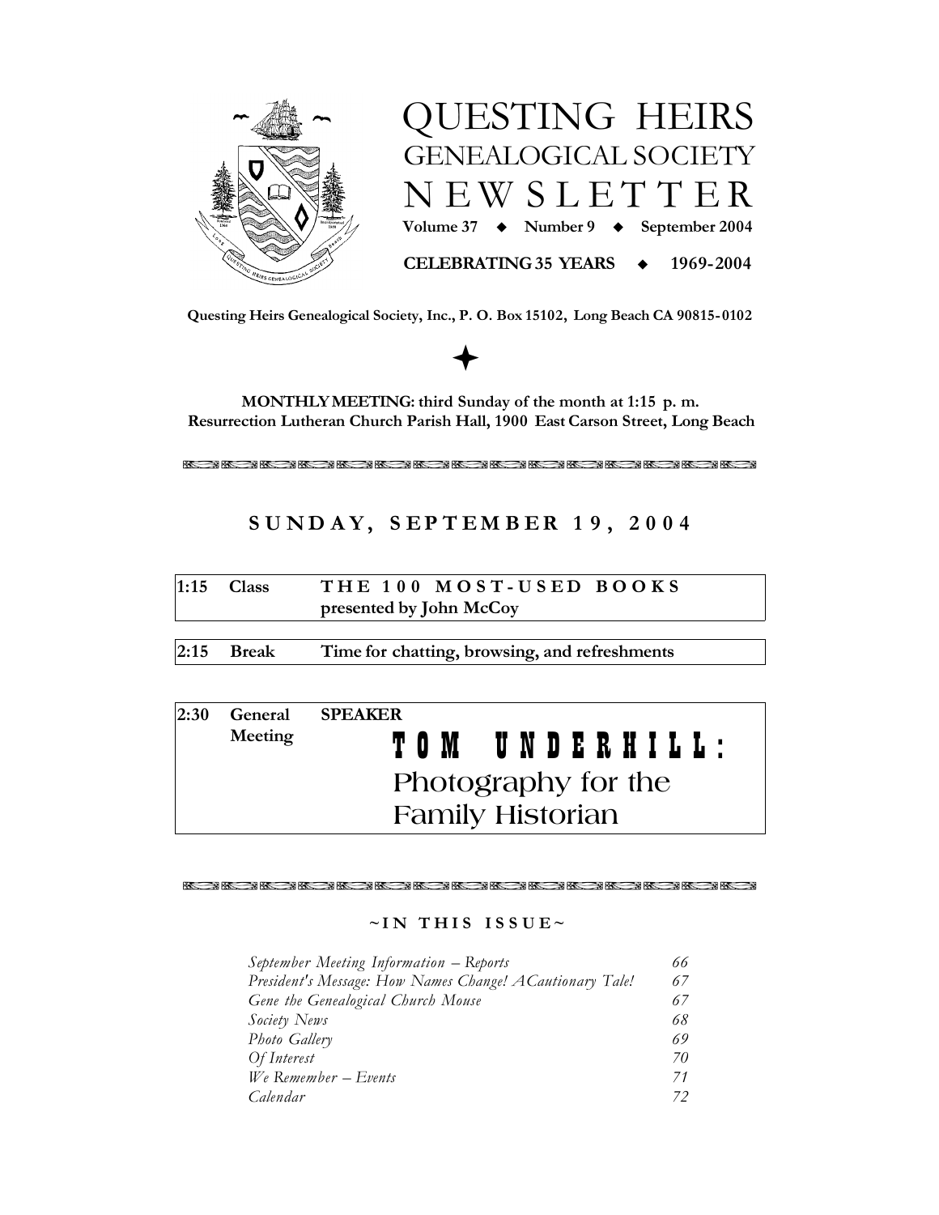# QUESTING HEIRS
## GENEALOGICAL SOCIETY
## NEWSLETTER

**Volume 37 ◆ Number 9 ◆ September 2004**

**CELEBRATING 35 YEARS ◆ 1969-2004**

**Questing Heirs Genealogical Society, Inc., P. O. Box 15102, Long Beach CA 90815-0102**

**MONTHLY MEETING: third Sunday of the month at 1:15 p. m.**
**Resurrection Lutheran Church Parish Hall, 1900 East Carson Street, Long Beach**

## SUNDAY, SEPTEMBER 19, 2004

| | | |
|---|---|---|
| **1:15** | **Class** | **THE 100 MOST-USED BOOKS** presented by John McCoy |
| **2:15** | **Break** | **Time for chatting, browsing, and refreshments** |
| **2:30** | **General Meeting** | **SPEAKER** **TOM UNDERHILL:** Photography for the Family Historian |

### ~IN THIS ISSUE~

| | |
|---|---|
| *September Meeting Information – Reports* | *66* |
| *President's Message: How Names Change! A Cautionary Tale!* | *67* |
| *Gene the Genealogical Church Mouse* | *67* |
| *Society News* | *68* |
| *Photo Gallery* | *69* |
| *Of Interest* | *70* |
| *We Remember – Events* | *71* |
| *Calendar* | *72* |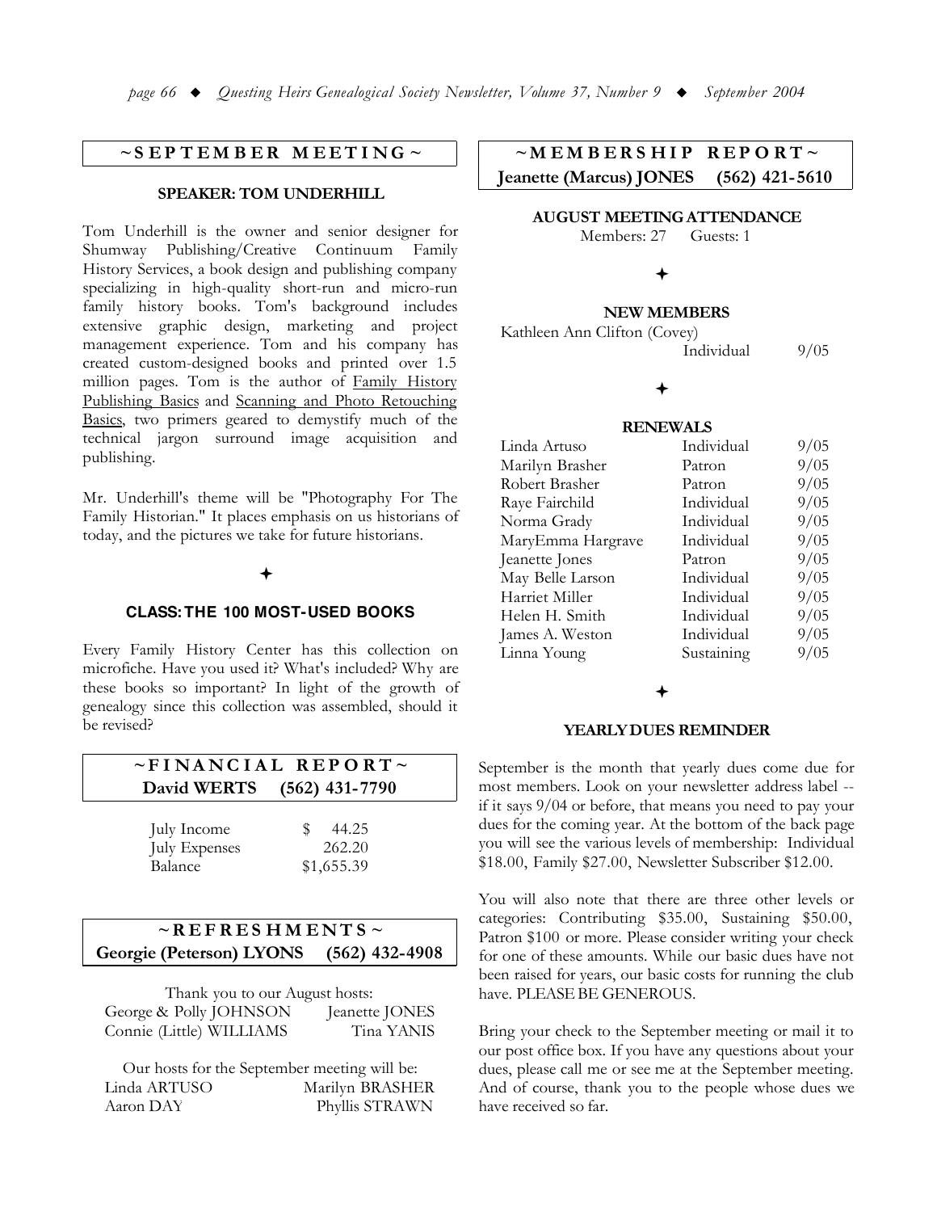## ~ SEPTEMBER MEETING ~

### SPEAKER: TOM UNDERHILL

Tom Underhill is the owner and senior designer for Shumway Publishing/Creative Continuum Family History Services, a book design and publishing company specializing in high-quality short-run and micro-run family history books. Tom's background includes extensive graphic design, marketing and project management experience. Tom and his company has created custom-designed books and printed over 1.5 million pages. Tom is the author of Family History Publishing Basics and Scanning and Photo Retouching Basics, two primers geared to demystify much of the technical jargon surround image acquisition and publishing.

Mr. Underhill's theme will be "Photography For The Family Historian." It places emphasis on us historians of today, and the pictures we take for future historians.

✦

### CLASS: THE 100 MOST-USED BOOKS

Every Family History Center has this collection on microfiche. Have you used it? What's included? Why are these books so important? In light of the growth of genealogy since this collection was assembled, should it be revised?

## ~ FINANCIAL REPORT ~

**David WERTS (562) 431-7790**

| | |
|---|---|
| July Income | $ 44.25 |
| July Expenses | 262.20 |
| Balance | $1,655.39 |

## ~ REFRESHMENTS ~

**Georgie (Peterson) LYONS (562) 432-4908**

Thank you to our August hosts:

| | |
|---|---|
| George & Polly JOHNSON | Jeanette JONES |
| Connie (Little) WILLIAMS | Tina YANIS |

Our hosts for the September meeting will be:

| | |
|---|---|
| Linda ARTUSO | Marilyn BRASHER |
| Aaron DAY | Phyllis STRAWN |

## ~ MEMBERSHIP REPORT ~

**Jeanette (Marcus) JONES (562) 421-5610**

### AUGUST MEETING ATTENDANCE

Members: 27 Guests: 1

✦

### NEW MEMBERS

| | | |
|---|---|---|
| Kathleen Ann Clifton (Covey) | Individual | 9/05 |

✦

### RENEWALS

| | | |
|---|---|---|
| Linda Artuso | Individual | 9/05 |
| Marilyn Brasher | Patron | 9/05 |
| Robert Brasher | Patron | 9/05 |
| Raye Fairchild | Individual | 9/05 |
| Norma Grady | Individual | 9/05 |
| MaryEmma Hargrave | Individual | 9/05 |
| Jeanette Jones | Patron | 9/05 |
| May Belle Larson | Individual | 9/05 |
| Harriet Miller | Individual | 9/05 |
| Helen H. Smith | Individual | 9/05 |
| James A. Weston | Individual | 9/05 |
| Linna Young | Sustaining | 9/05 |

✦

### YEARLY DUES REMINDER

September is the month that yearly dues come due for most members. Look on your newsletter address label -- if it says 9/04 or before, that means you need to pay your dues for the coming year. At the bottom of the back page you will see the various levels of membership: Individual $18.00, Family $27.00, Newsletter Subscriber $12.00.

You will also note that there are three other levels or categories: Contributing $35.00, Sustaining $50.00, Patron $100 or more. Please consider writing your check for one of these amounts. While our basic dues have not been raised for years, our basic costs for running the club have. PLEASE BE GENEROUS.

Bring your check to the September meeting or mail it to our post office box. If you have any questions about your dues, please call me or see me at the September meeting. And of course, thank you to the people whose dues we have received so far.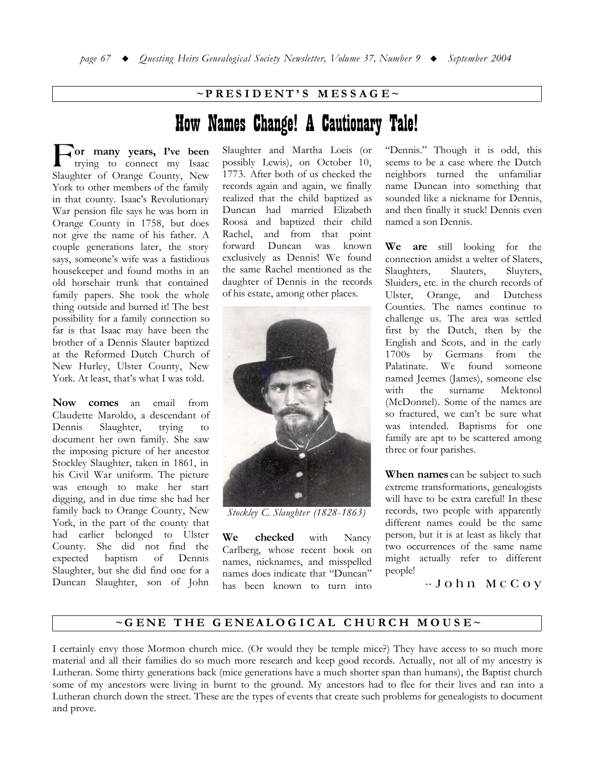## ~PRESIDENT'S MESSAGE~

# How Names Change! A Cautionary Tale!

**For many years, I've been** trying to connect my Isaac Slaughter of Orange County, New York to other members of the family in that county. Isaac's Revolutionary War pension file says he was born in Orange County in 1758, but does not give the name of his father. A couple generations later, the story says, someone's wife was a fastidious housekeeper and found moths in an old horsehair trunk that contained family papers. She took the whole thing outside and burned it! The best possibility for a family connection so far is that Isaac may have been the brother of a Dennis Slauter baptized at the Reformed Dutch Church of New Hurley, Ulster County, New York. At least, that's what I was told.

**Now comes** an email from Claudette Maroldo, a descendant of Dennis Slaughter, trying to document her own family. She saw the imposing picture of her ancestor Stockley Slaughter, taken in 1861, in his Civil War uniform. The picture was enough to make her start digging, and in due time she had her family back to Orange County, New York, in the part of the county that had earlier belonged to Ulster County. She did not find the expected baptism of Dennis Slaughter, but she did find one for a Duncan Slaughter, son of John Slaughter and Martha Loeis (or possibly Lewis), on October 10, 1773. After both of us checked the records again and again, we finally realized that the child baptized as Duncan had married Elizabeth Roosa and baptized their child Rachel, and from that point forward Duncan was known exclusively as Dennis! We found the same Rachel mentioned as the daughter of Dennis in the records of his estate, among other places.

*Stockley C. Slaughter (1828-1863)*

**We checked** with Nancy Carlberg, whose recent book on names, nicknames, and misspelled names does indicate that "Duncan" has been known to turn into "Dennis." Though it is odd, this seems to be a case where the Dutch neighbors turned the unfamiliar name Duncan into something that sounded like a nickname for Dennis, and then finally it stuck! Dennis even named a son Dennis.

**We are** still looking for the connection amidst a welter of Slaters, Slaughters, Slauters, Sluyters, Sluiders, etc. in the church records of Ulster, Orange, and Dutchess Counties. The names continue to challenge us. The area was settled first by the Dutch, then by the English and Scots, and in the early 1700s by Germans from the Palatinate. We found someone named Jeemes (James), someone else with the surname Mektonol (McDonnel). Some of the names are so fractured, we can't be sure what was intended. Baptisms for one family are apt to be scattered among three or four parishes.

**When names** can be subject to such extreme transformations, genealogists will have to be extra careful! In these records, two people with apparently different names could be the same person, but it is at least as likely that two occurrences of the same name might actually refer to different people!

-- John McCoy

## ~GENE THE GENEALOGICAL CHURCH MOUSE~

I certainly envy those Mormon church mice. (Or would they be temple mice?) They have access to so much more material and all their families do so much more research and keep good records. Actually, not all of my ancestry is Lutheran. Some thirty generations back (mice generations have a much shorter span than humans), the Baptist church some of my ancestors were living in burnt to the ground. My ancestors had to flee for their lives and ran into a Lutheran church down the street. These are the types of events that create such problems for genealogists to document and prove.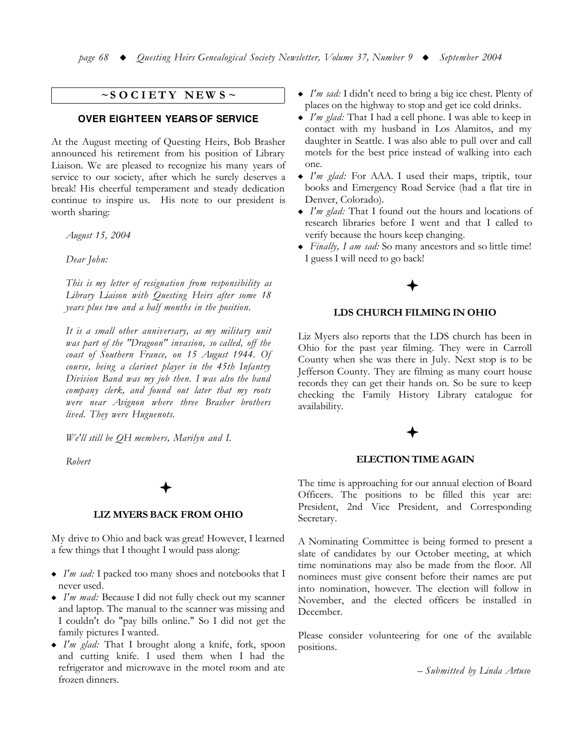## ~ SOCIETY NEWS ~

### OVER EIGHTEEN YEARS OF SERVICE

At the August meeting of Questing Heirs, Bob Brasher announced his retirement from his position of Library Liaison. We are pleased to recognize his many years of service to our society, after which he surely deserves a break! His cheerful temperament and steady dedication continue to inspire us. His note to our president is worth sharing:

> *August 15, 2004*
>
> *Dear John:*
>
> *This is my letter of resignation from responsibility as Library Liaison with Questing Heirs after some 18 years plus two and a half months in the position.*
>
> *It is a small other anniversary, as my military unit was part of the "Dragoon" invasion, so called, off the coast of Southern France, on 15 August 1944. Of course, being a clarinet player in the 45th Infantry Division Band was my job then. I was also the band company clerk, and found out later that my roots were near Avignon where three Brasher brothers lived. They were Huguenots.*
>
> *We'll still be QH members, Marilyn and I.*
>
> *Robert*

✦

### LIZ MYERS BACK FROM OHIO

My drive to Ohio and back was great! However, I learned a few things that I thought I would pass along:

- *I'm sad:* I packed too many shoes and notebooks that I never used.
- *I'm mad:* Because I did not fully check out my scanner and laptop. The manual to the scanner was missing and I couldn't do "pay bills online." So I did not get the family pictures I wanted.
- *I'm glad:* That I brought along a knife, fork, spoon and cutting knife. I used them when I had the refrigerator and microwave in the motel room and ate frozen dinners.
- *I'm sad:* I didn't need to bring a big ice chest. Plenty of places on the highway to stop and get ice cold drinks.
- *I'm glad:* That I had a cell phone. I was able to keep in contact with my husband in Los Alamitos, and my daughter in Seattle. I was also able to pull over and call motels for the best price instead of walking into each one.
- *I'm glad:* For AAA. I used their maps, triptik, tour books and Emergency Road Service (had a flat tire in Denver, Colorado).
- *I'm glad:* That I found out the hours and locations of research libraries before I went and that I called to verify because the hours keep changing.
- *Finally, I am sad:* So many ancestors and so little time! I guess I will need to go back!

✦

### LDS CHURCH FILMING IN OHIO

Liz Myers also reports that the LDS church has been in Ohio for the past year filming. They were in Carroll County when she was there in July. Next stop is to be Jefferson County. They are filming as many court house records they can get their hands on. So be sure to keep checking the Family History Library catalogue for availability.

✦

### ELECTION TIME AGAIN

The time is approaching for our annual election of Board Officers. The positions to be filled this year are: President, 2nd Vice President, and Corresponding Secretary.

A Nominating Committee is being formed to present a slate of candidates by our October meeting, at which time nominations may also be made from the floor. All nominees must give consent before their names are put into nomination, however. The election will follow in November, and the elected officers be installed in December.

Please consider volunteering for one of the available positions.

*– Submitted by Linda Artuso*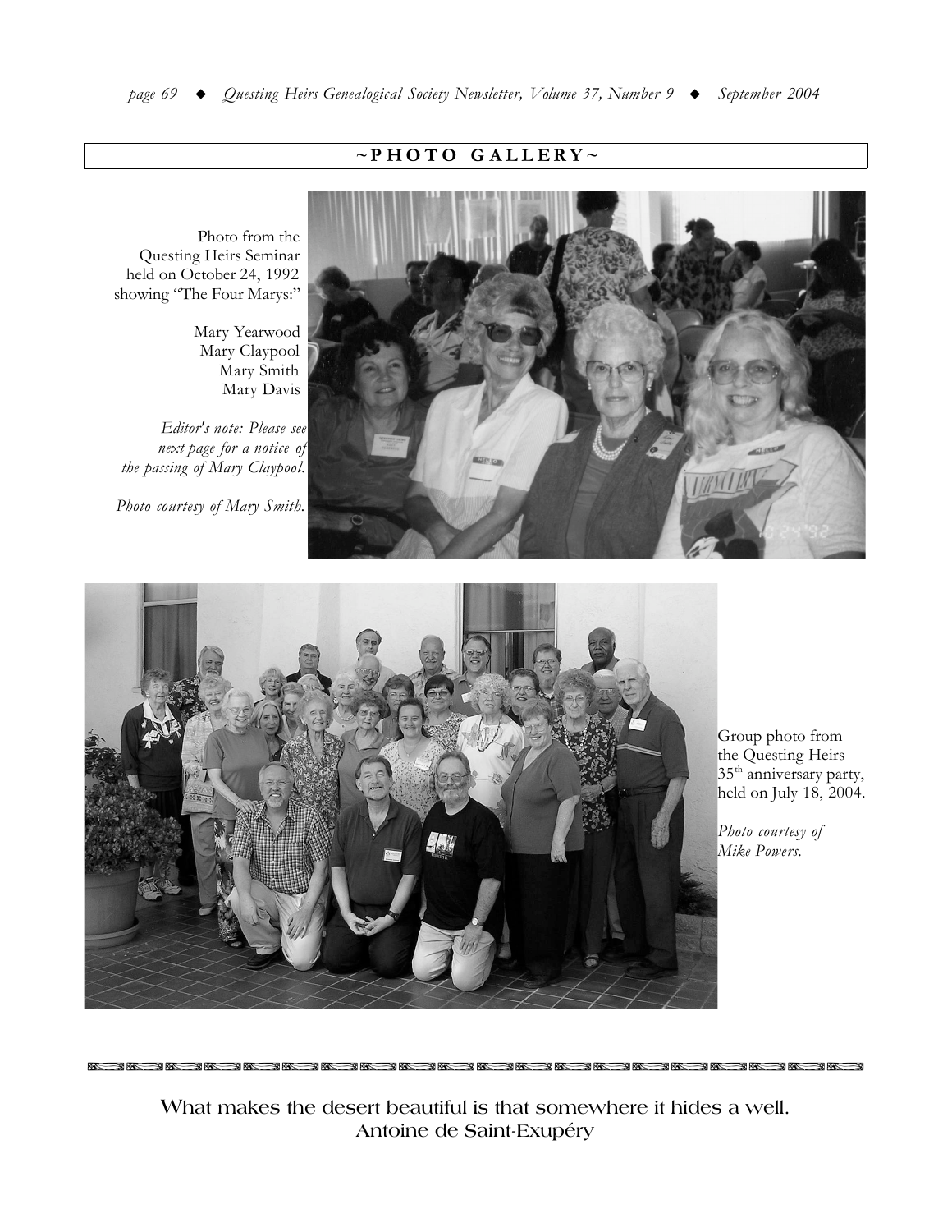## ~PHOTO GALLERY~

Photo from the Questing Heirs Seminar held on October 24, 1992 showing "The Four Marys:"

Mary Yearwood
Mary Claypool
Mary Smith
Mary Davis

*Editor's note: Please see next page for a notice of the passing of Mary Claypool.*

*Photo courtesy of Mary Smith.*

Group photo from the Questing Heirs 35th anniversary party, held on July 18, 2004.

*Photo courtesy of Mike Powers.*

What makes the desert beautiful is that somewhere it hides a well.
Antoine de Saint-Exupéry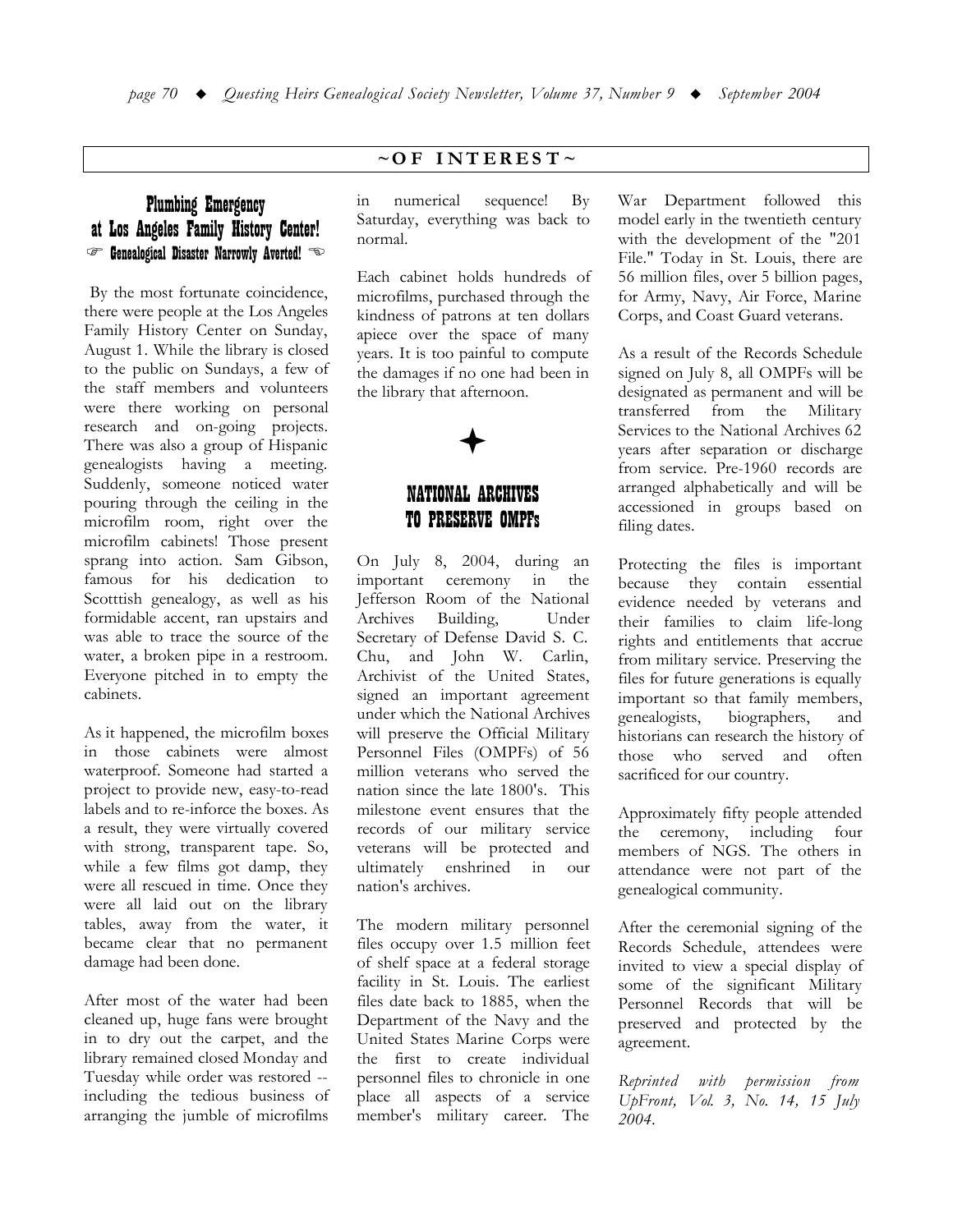## ~OF INTEREST~

### Plumbing Emergency at Los Angeles Family History Center!

☞ **Genealogical Disaster Narrowly Averted!** ☜

By the most fortunate coincidence, there were people at the Los Angeles Family History Center on Sunday, August 1. While the library is closed to the public on Sundays, a few of the staff members and volunteers were there working on personal research and on-going projects. There was also a group of Hispanic genealogists having a meeting. Suddenly, someone noticed water pouring through the ceiling in the microfilm room, right over the microfilm cabinets! Those present sprang into action. Sam Gibson, famous for his dedication to Scotttish genealogy, as well as his formidable accent, ran upstairs and was able to trace the source of the water, a broken pipe in a restroom. Everyone pitched in to empty the cabinets.

As it happened, the microfilm boxes in those cabinets were almost waterproof. Someone had started a project to provide new, easy-to-read labels and to re-inforce the boxes. As a result, they were virtually covered with strong, transparent tape. So, while a few films got damp, they were all rescued in time. Once they were all laid out on the library tables, away from the water, it became clear that no permanent damage had been done.

After most of the water had been cleaned up, huge fans were brought in to dry out the carpet, and the library remained closed Monday and Tuesday while order was restored -- including the tedious business of arranging the jumble of microfilms in numerical sequence! By Saturday, everything was back to normal.

Each cabinet holds hundreds of microfilms, purchased through the kindness of patrons at ten dollars apiece over the space of many years. It is too painful to compute the damages if no one had been in the library that afternoon.

✦

### NATIONAL ARCHIVES TO PRESERVE OMPFs

On July 8, 2004, during an important ceremony in the Jefferson Room of the National Archives Building, Under Secretary of Defense David S. C. Chu, and John W. Carlin, Archivist of the United States, signed an important agreement under which the National Archives will preserve the Official Military Personnel Files (OMPFs) of 56 million veterans who served the nation since the late 1800's. This milestone event ensures that the records of our military service veterans will be protected and ultimately enshrined in our nation's archives.

The modern military personnel files occupy over 1.5 million feet of shelf space at a federal storage facility in St. Louis. The earliest files date back to 1885, when the Department of the Navy and the United States Marine Corps were the first to create individual personnel files to chronicle in one place all aspects of a service member's military career. The War Department followed this model early in the twentieth century with the development of the "201 File." Today in St. Louis, there are 56 million files, over 5 billion pages, for Army, Navy, Air Force, Marine Corps, and Coast Guard veterans.

As a result of the Records Schedule signed on July 8, all OMPFs will be designated as permanent and will be transferred from the Military Services to the National Archives 62 years after separation or discharge from service. Pre-1960 records are arranged alphabetically and will be accessioned in groups based on filing dates.

Protecting the files is important because they contain essential evidence needed by veterans and their families to claim life-long rights and entitlements that accrue from military service. Preserving the files for future generations is equally important so that family members, genealogists, biographers, and historians can research the history of those who served and often sacrificed for our country.

Approximately fifty people attended the ceremony, including four members of NGS. The others in attendance were not part of the genealogical community.

After the ceremonial signing of the Records Schedule, attendees were invited to view a special display of some of the significant Military Personnel Records that will be preserved and protected by the agreement.

*Reprinted with permission from UpFront, Vol. 3, No. 14, 15 July 2004.*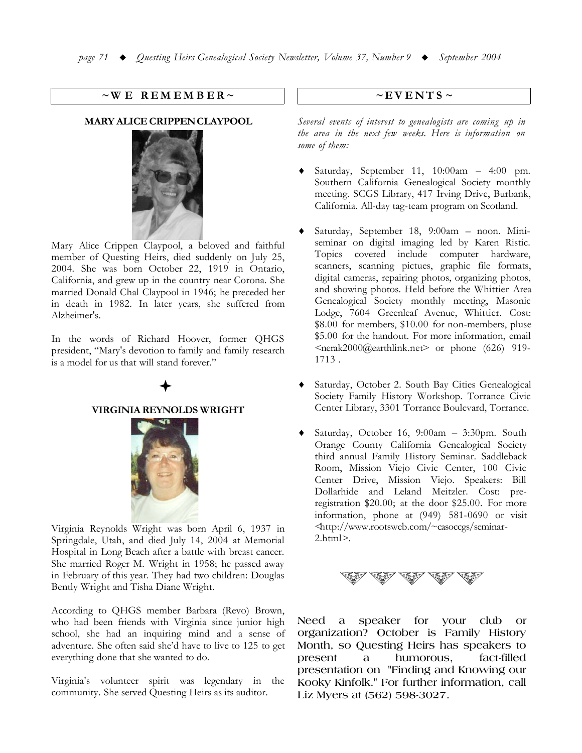## ~WE REMEMBER~

### MARY ALICE CRIPPEN CLAYPOOL

Mary Alice Crippen Claypool, a beloved and faithful member of Questing Heirs, died suddenly on July 25, 2004. She was born October 22, 1919 in Ontario, California, and grew up in the country near Corona. She married Donald Chal Claypool in 1946; he preceded her in death in 1982. In later years, she suffered from Alzheimer's.

In the words of Richard Hoover, former QHGS president, "Mary's devotion to family and family research is a model for us that will stand forever."

✦

### VIRGINIA REYNOLDS WRIGHT

Virginia Reynolds Wright was born April 6, 1937 in Springdale, Utah, and died July 14, 2004 at Memorial Hospital in Long Beach after a battle with breast cancer. She married Roger M. Wright in 1958; he passed away in February of this year. They had two children: Douglas Bently Wright and Tisha Diane Wright.

According to QHGS member Barbara (Revo) Brown, who had been friends with Virginia since junior high school, she had an inquiring mind and a sense of adventure. She often said she'd have to live to 125 to get everything done that she wanted to do.

Virginia's volunteer spirit was legendary in the community. She served Questing Heirs as its auditor.

## ~EVENTS~

*Several events of interest to genealogists are coming up in the area in the next few weeks. Here is information on some of them:*

- Saturday, September 11, 10:00am – 4:00 pm. Southern California Genealogical Society monthly meeting. SCGS Library, 417 Irving Drive, Burbank, California. All-day tag-team program on Scotland.
- Saturday, September 18, 9:00am – noon. Mini-seminar on digital imaging led by Karen Ristic. Topics covered include computer hardware, scanners, scanning pictues, graphic file formats, digital cameras, repairing photos, organizing photos, and showing photos. Held before the Whittier Area Genealogical Society monthly meeting, Masonic Lodge, 7604 Greenleaf Avenue, Whittier. Cost: $8.00 for members, $10.00 for non-members, pluse $5.00 for the handout. For more information, email <nerak2000@earthlink.net> or phone (626) 919-1713 .
- Saturday, October 2. South Bay Cities Genealogical Society Family History Workshop. Torrance Civic Center Library, 3301 Torrance Boulevard, Torrance.
- Saturday, October 16, 9:00am – 3:30pm. South Orange County California Genealogical Society third annual Family History Seminar. Saddleback Room, Mission Viejo Civic Center, 100 Civic Center Drive, Mission Viejo. Speakers: Bill Dollarhide and Leland Meitzler. Cost: pre-registration $20.00; at the door $25.00. For more information, phone at (949) 581-0690 or visit <http://www.rootsweb.com/~casoccgs/seminar-2.html>.

Need a speaker for your club or organization? October is Family History Month, so Questing Heirs has speakers to present a humorous, fact-filled presentation on "Finding and Knowing our Kooky Kinfolk." For further information, call Liz Myers at (562) 598-3027.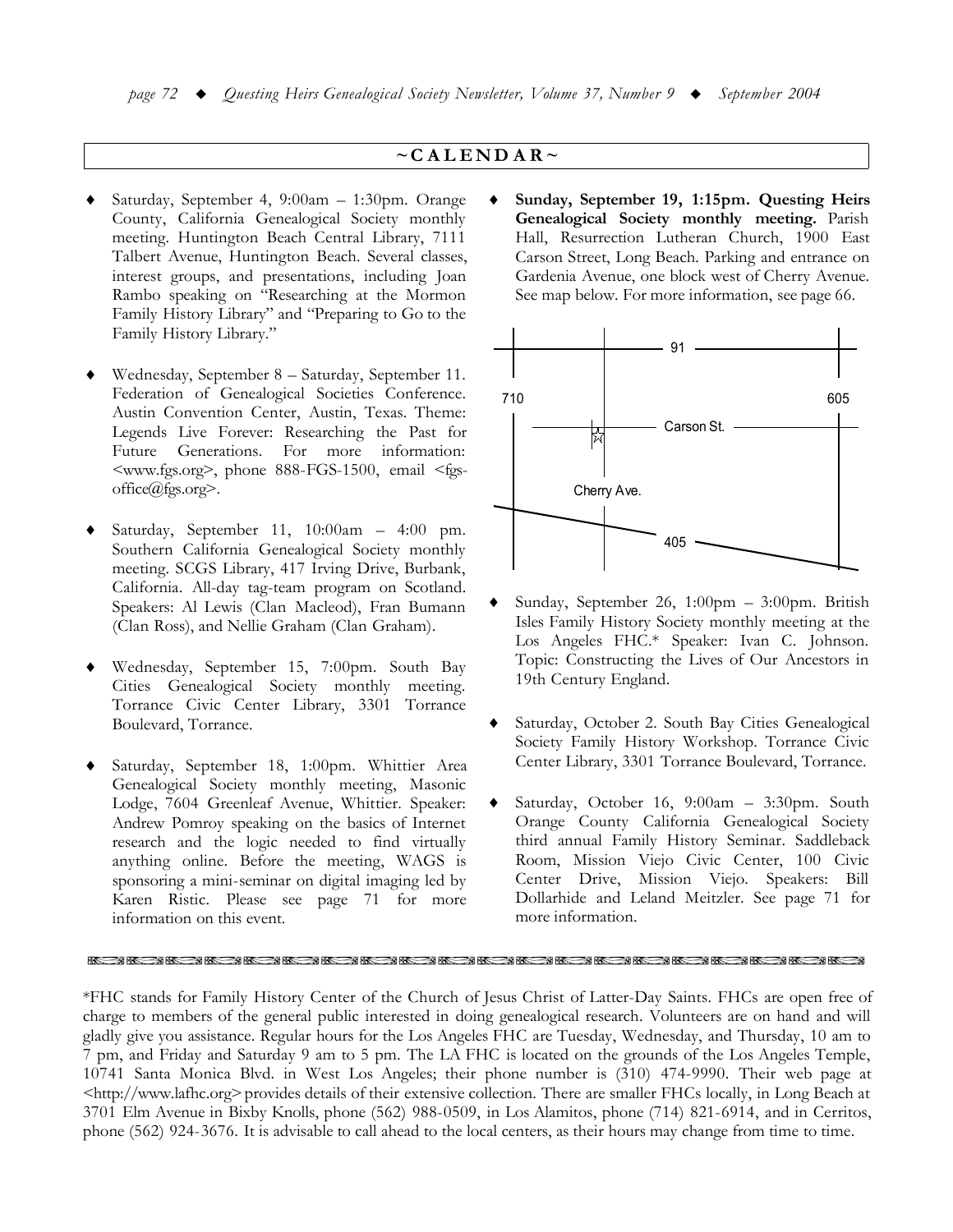## ~ CALENDAR ~

- Saturday, September 4, 9:00am – 1:30pm. Orange County, California Genealogical Society monthly meeting. Huntington Beach Central Library, 7111 Talbert Avenue, Huntington Beach. Several classes, interest groups, and presentations, including Joan Rambo speaking on "Researching at the Mormon Family History Library" and "Preparing to Go to the Family History Library."

- Wednesday, September 8 – Saturday, September 11. Federation of Genealogical Societies Conference. Austin Convention Center, Austin, Texas. Theme: Legends Live Forever: Researching the Past for Future Generations. For more information: <www.fgs.org>, phone 888-FGS-1500, email <fgs-office@fgs.org>.

- Saturday, September 11, 10:00am – 4:00 pm. Southern California Genealogical Society monthly meeting. SCGS Library, 417 Irving Drive, Burbank, California. All-day tag-team program on Scotland. Speakers: Al Lewis (Clan Macleod), Fran Bumann (Clan Ross), and Nellie Graham (Clan Graham).

- Wednesday, September 15, 7:00pm. South Bay Cities Genealogical Society monthly meeting. Torrance Civic Center Library, 3301 Torrance Boulevard, Torrance.

- Saturday, September 18, 1:00pm. Whittier Area Genealogical Society monthly meeting, Masonic Lodge, 7604 Greenleaf Avenue, Whittier. Speaker: Andrew Pomroy speaking on the basics of Internet research and the logic needed to find virtually anything online. Before the meeting, WAGS is sponsoring a mini-seminar on digital imaging led by Karen Ristic. Please see page 71 for more information on this event.

- **Sunday, September 19, 1:15pm. Questing Heirs Genealogical Society monthly meeting.** Parish Hall, Resurrection Lutheran Church, 1900 East Carson Street, Long Beach. Parking and entrance on Gardenia Avenue, one block west of Cherry Avenue. See map below. For more information, see page 66.

91
710
605
Carson St.
Cherry Ave.
405

- Sunday, September 26, 1:00pm – 3:00pm. British Isles Family History Society monthly meeting at the Los Angeles FHC.* Speaker: Ivan C. Johnson. Topic: Constructing the Lives of Our Ancestors in 19th Century England.

- Saturday, October 2. South Bay Cities Genealogical Society Family History Workshop. Torrance Civic Center Library, 3301 Torrance Boulevard, Torrance.

- Saturday, October 16, 9:00am – 3:30pm. South Orange County California Genealogical Society third annual Family History Seminar. Saddleback Room, Mission Viejo Civic Center, 100 Civic Center Drive, Mission Viejo. Speakers: Bill Dollarhide and Leland Meitzler. See page 71 for more information.

*FHC stands for Family History Center of the Church of Jesus Christ of Latter-Day Saints. FHCs are open free of charge to members of the general public interested in doing genealogical research. Volunteers are on hand and will gladly give you assistance. Regular hours for the Los Angeles FHC are Tuesday, Wednesday, and Thursday, 10 am to 7 pm, and Friday and Saturday 9 am to 5 pm. The LA FHC is located on the grounds of the Los Angeles Temple, 10741 Santa Monica Blvd. in West Los Angeles; their phone number is (310) 474-9990. Their web page at <http://www.lafhc.org> provides details of their extensive collection. There are smaller FHCs locally, in Long Beach at 3701 Elm Avenue in Bixby Knolls, phone (562) 988-0509, in Los Alamitos, phone (714) 821-6914, and in Cerritos, phone (562) 924-3676. It is advisable to call ahead to the local centers, as their hours may change from time to time.